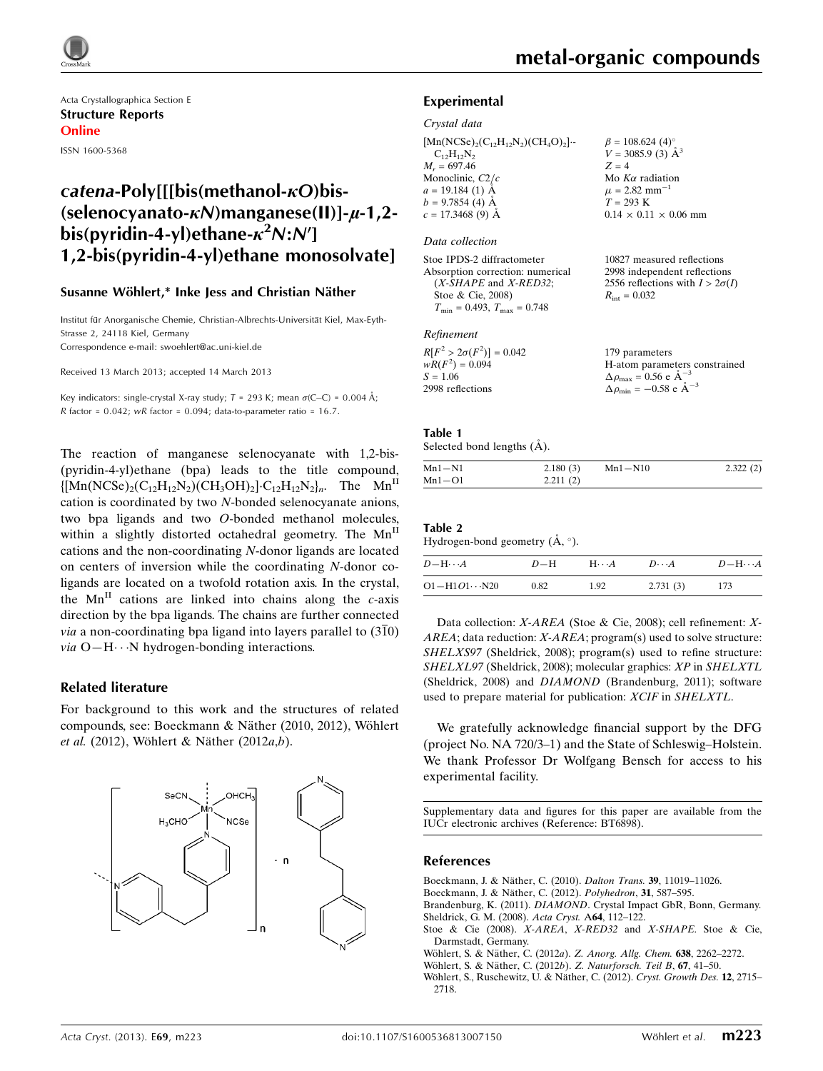Acta Crystallographica Section E

**Structure Reports**

**Online**

ISSN 1600-5368

# *catena*-Poly[[[bis(methanol-$\kappa O$)bis(selenocyanato-$\kappa N$)manganese(II)]-$\mu$-1,2-bis(pyridin-4-yl)ethane-$\kappa^2 N$:$N'$] 1,2-bis(pyridin-4-yl)ethane monosolvate]

**Susanne Wöhlert,\* Inke Jess and Christian Näther**

Institut für Anorganische Chemie, Christian-Albrechts-Universität Kiel, Max-Eyth-Strasse 2, 24118 Kiel, Germany

Correspondence e-mail: swoehlert@ac.uni-kiel.de

Received 13 March 2013; accepted 14 March 2013

Key indicators: single-crystal X-ray study; $T$ = 293 K; mean $\sigma$(C–C) = 0.004 Å; $R$ factor = 0.042; $wR$ factor = 0.094; data-to-parameter ratio = 16.7.

The reaction of manganese selenocyanate with 1,2-bis(pyridin-4-yl)ethane (bpa) leads to the title compound, $\{[Mn(NCSe)_2(C_{12}H_{12}N_2)(CH_3OH)_2]\cdot C_{12}H_{12}N_2\}_n$. The $Mn^{II}$ cation is coordinated by two $N$-bonded selenocyanate anions, two bpa ligands and two $O$-bonded methanol molecules, within a slightly distorted octahedral geometry. The $Mn^{II}$ cations and the non-coordinating $N$-donor ligands are located on centers of inversion while the coordinating $N$-donor co-ligands are located on a twofold rotation axis. In the crystal, the $Mn^{II}$ cations are linked into chains along the $c$-axis direction by the bpa ligands. The chains are further connected *via* a non-coordinating bpa ligand into layers parallel to ($3\bar{1}0$) *via* O—H$\cdots$N hydrogen-bonding interactions.

## Related literature

For background to this work and the structures of related compounds, see: Boeckmann & Näther (2010, 2012), Wöhlert *et al.* (2012), Wöhlert & Näther (2012*a*,*b*).

## Experimental

### Crystal data

$[Mn(NCSe)_2(C_{12}H_{12}N_2)(CH_4O)_2]\cdot C_{12}H_{12}N_2$
$M_r$ = 697.46
Monoclinic, $C2/c$
$a$ = 19.184 (1) Å
$b$ = 9.7854 (4) Å
$c$ = 17.3468 (9) Å
$\beta$ = 108.624 (4)°
$V$ = 3085.9 (3) Å$^3$
$Z$ = 4
Mo $K\alpha$ radiation
$\mu$ = 2.82 mm$^{-1}$
$T$ = 293 K
0.14 × 0.11 × 0.06 mm

### Data collection

Stoe IPDS-2 diffractometer
Absorption correction: numerical (*X-SHAPE* and *X-RED32*; Stoe & Cie, 2008)
$T_{min}$ = 0.493, $T_{max}$ = 0.748
10827 measured reflections
2998 independent reflections
2556 reflections with $I > 2\sigma(I)$
$R_{int}$ = 0.032

### Refinement

$R[F^2 > 2\sigma(F^2)]$ = 0.042
$wR(F^2)$ = 0.094
$S$ = 1.06
2998 reflections
179 parameters
H-atom parameters constrained
$\Delta\rho_{max}$ = 0.56 e Å$^{-3}$
$\Delta\rho_{min}$ = −0.58 e Å$^{-3}$

**Table 1**
Selected bond lengths (Å).

| | | | |
|---|---|---|---|
| Mn1—N1 | 2.180 (3) | Mn1—N10 | 2.322 (2) |
| Mn1—O1 | 2.211 (2) | | |

**Table 2**
Hydrogen-bond geometry (Å, °).

| $D$—H$\cdots$$A$ | $D$—H | H$\cdots$$A$ | $D\cdots A$ | $D$—H$\cdots$$A$ |
|---|---|---|---|---|
| O1—H1O1$\cdots$N20 | 0.82 | 1.92 | 2.731 (3) | 173 |

Data collection: *X-AREA* (Stoe & Cie, 2008); cell refinement: *X-AREA*; data reduction: *X-AREA*; program(s) used to solve structure: *SHELXS97* (Sheldrick, 2008); program(s) used to refine structure: *SHELXL97* (Sheldrick, 2008); molecular graphics: *XP* in *SHELXTL* (Sheldrick, 2008) and *DIAMOND* (Brandenburg, 2011); software used to prepare material for publication: *XCIF* in *SHELXTL*.

We gratefully acknowledge financial support by the DFG (project No. NA 720/3–1) and the State of Schleswig–Holstein. We thank Professor Dr Wolfgang Bensch for access to his experimental facility.

Supplementary data and figures for this paper are available from the IUCr electronic archives (Reference: BT6898).

## References

Boeckmann, J. & Näther, C. (2010). *Dalton Trans.* **39**, 11019–11026.
Boeckmann, J. & Näther, C. (2012). *Polyhedron*, **31**, 587–595.
Brandenburg, K. (2011). *DIAMOND*. Crystal Impact GbR, Bonn, Germany.
Sheldrick, G. M. (2008). *Acta Cryst.* A**64**, 112–122.
Stoe & Cie (2008). *X-AREA*, *X-RED32* and *X-SHAPE*. Stoe & Cie, Darmstadt, Germany.
Wöhlert, S. & Näther, C. (2012*a*). *Z. Anorg. Allg. Chem.* **638**, 2262–2272.
Wöhlert, S. & Näther, C. (2012*b*). *Z. Naturforsch. Teil B*, **67**, 41–50.
Wöhlert, S., Ruschewitz, U. & Näther, C. (2012). *Cryst. Growth Des.* **12**, 2715–2718.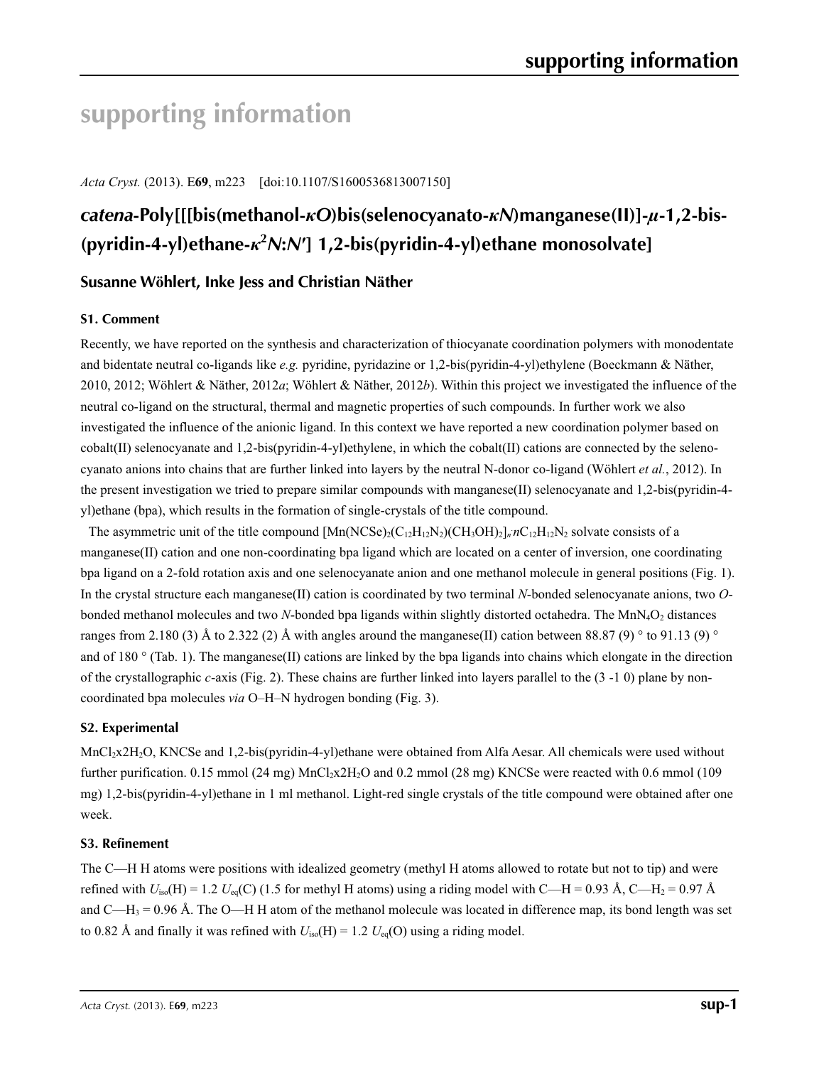# supporting information

*Acta Cryst.* (2013). E**69**, m223 [doi:10.1107/S1600536813007150]

## *catena*-Poly[[bis(methanol-*κO*)bis(selenocyanato-*κN*)manganese(II)]-*μ*-1,2-bis-(pyridin-4-yl)ethane-$\kappa^2$*N*:*N*′] 1,2-bis(pyridin-4-yl)ethane monosolvate]

### Susanne Wöhlert, Inke Jess and Christian Näther

#### S1. Comment

Recently, we have reported on the synthesis and characterization of thiocyanate coordination polymers with monodentate and bidentate neutral co-ligands like *e.g.* pyridine, pyridazine or 1,2-bis(pyridin-4-yl)ethylene (Boeckmann & Näther, 2010, 2012; Wöhlert & Näther, 2012*a*; Wöhlert & Näther, 2012*b*). Within this project we investigated the influence of the neutral co-ligand on the structural, thermal and magnetic properties of such compounds. In further work we also investigated the influence of the anionic ligand. In this context we have reported a new coordination polymer based on cobalt(II) selenocyanate and 1,2-bis(pyridin-4-yl)ethylene, in which the cobalt(II) cations are connected by the selenocyanato anions into chains that are further linked into layers by the neutral N-donor co-ligand (Wöhlert *et al.*, 2012). In the present investigation we tried to prepare similar compounds with manganese(II) selenocyanate and 1,2-bis(pyridin-4-yl)ethane (bpa), which results in the formation of single-crystals of the title compound.

The asymmetric unit of the title compound $[Mn(NCSe)_2(C_{12}H_{12}N_2)(CH_3OH)_2]_n.nC_{12}H_{12}N_2$ solvate consists of a manganese(II) cation and one non-coordinating bpa ligand which are located on a center of inversion, one coordinating bpa ligand on a 2-fold rotation axis and one selenocyanate anion and one methanol molecule in general positions (Fig. 1). In the crystal structure each manganese(II) cation is coordinated by two terminal *N*-bonded selenocyanate anions, two *O*-bonded methanol molecules and two *N*-bonded bpa ligands within slightly distorted octahedra. The $MnN_4O_2$ distances ranges from 2.180 (3) Å to 2.322 (2) Å with angles around the manganese(II) cation between 88.87 (9) ° to 91.13 (9) ° and of 180 ° (Tab. 1). The manganese(II) cations are linked by the bpa ligands into chains which elongate in the direction of the crystallographic *c*-axis (Fig. 2). These chains are further linked into layers parallel to the (3 -1 0) plane by non-coordinated bpa molecules *via* O–H–N hydrogen bonding (Fig. 3).

#### S2. Experimental

$MnCl_2x2H_2O$, KNCSe and 1,2-bis(pyridin-4-yl)ethane were obtained from Alfa Aesar. All chemicals were used without further purification. 0.15 mmol (24 mg) $MnCl_2x2H_2O$ and 0.2 mmol (28 mg) KNCSe were reacted with 0.6 mmol (109 mg) 1,2-bis(pyridin-4-yl)ethane in 1 ml methanol. Light-red single crystals of the title compound were obtained after one week.

#### S3. Refinement

The C—H H atoms were positions with idealized geometry (methyl H atoms allowed to rotate but not to tip) and were refined with $U_{iso}(H) = 1.2\ U_{eq}(C)$ (1.5 for methyl H atoms) using a riding model with C—H = 0.93 Å, C—$H_2$ = 0.97 Å and C—$H_3$ = 0.96 Å. The O—H H atom of the methanol molecule was located in difference map, its bond length was set to 0.82 Å and finally it was refined with $U_{iso}(H) = 1.2\ U_{eq}(O)$ using a riding model.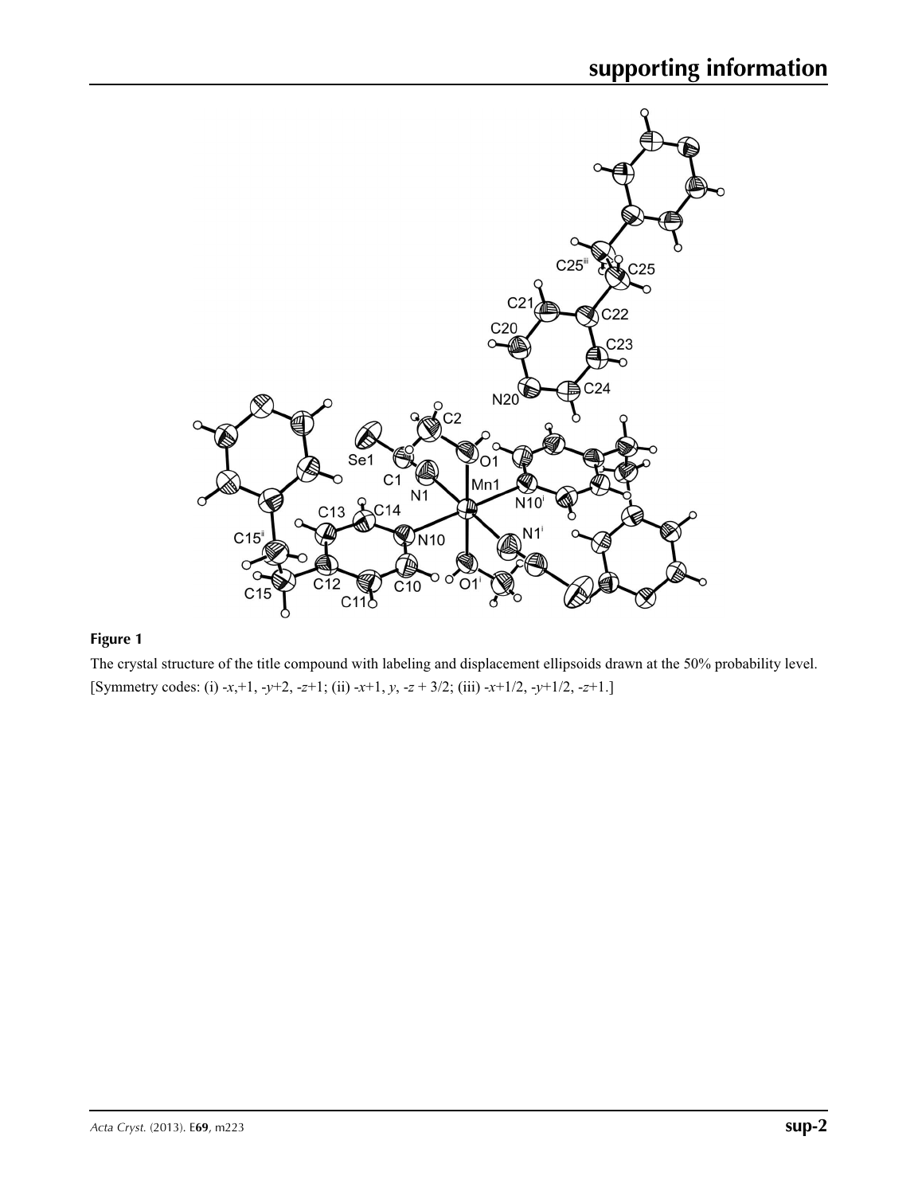**Figure 1**

The crystal structure of the title compound with labeling and displacement ellipsoids drawn at the 50% probability level. [Symmetry codes: (i) -*x*,+1, -*y*+2, -*z*+1; (ii) -*x*+1, *y*, -*z* + 3/2; (iii) -*x*+1/2, -*y*+1/2, -*z*+1.]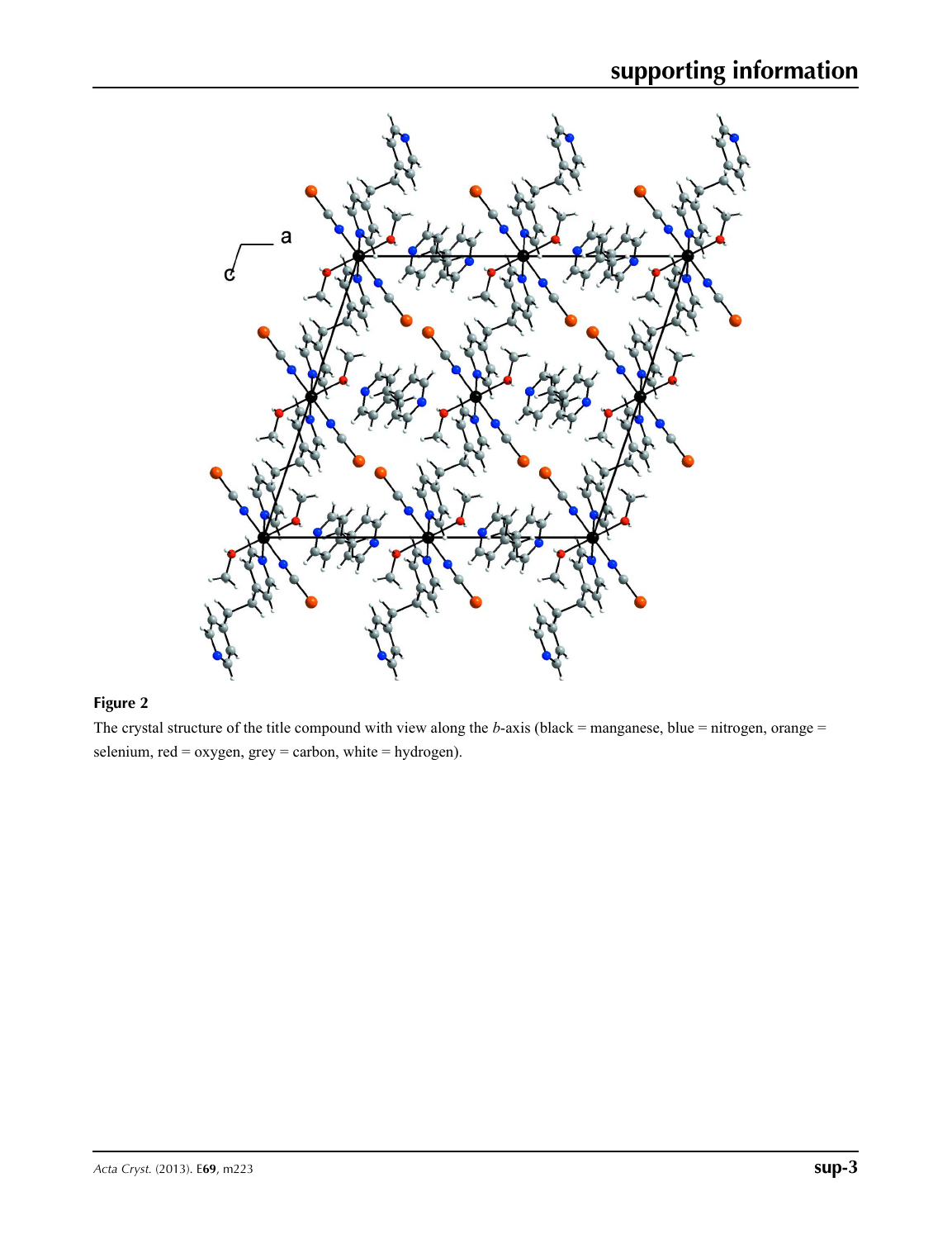**Figure 2**

The crystal structure of the title compound with view along the *b*-axis (black = manganese, blue = nitrogen, orange = selenium, red = oxygen, grey = carbon, white = hydrogen).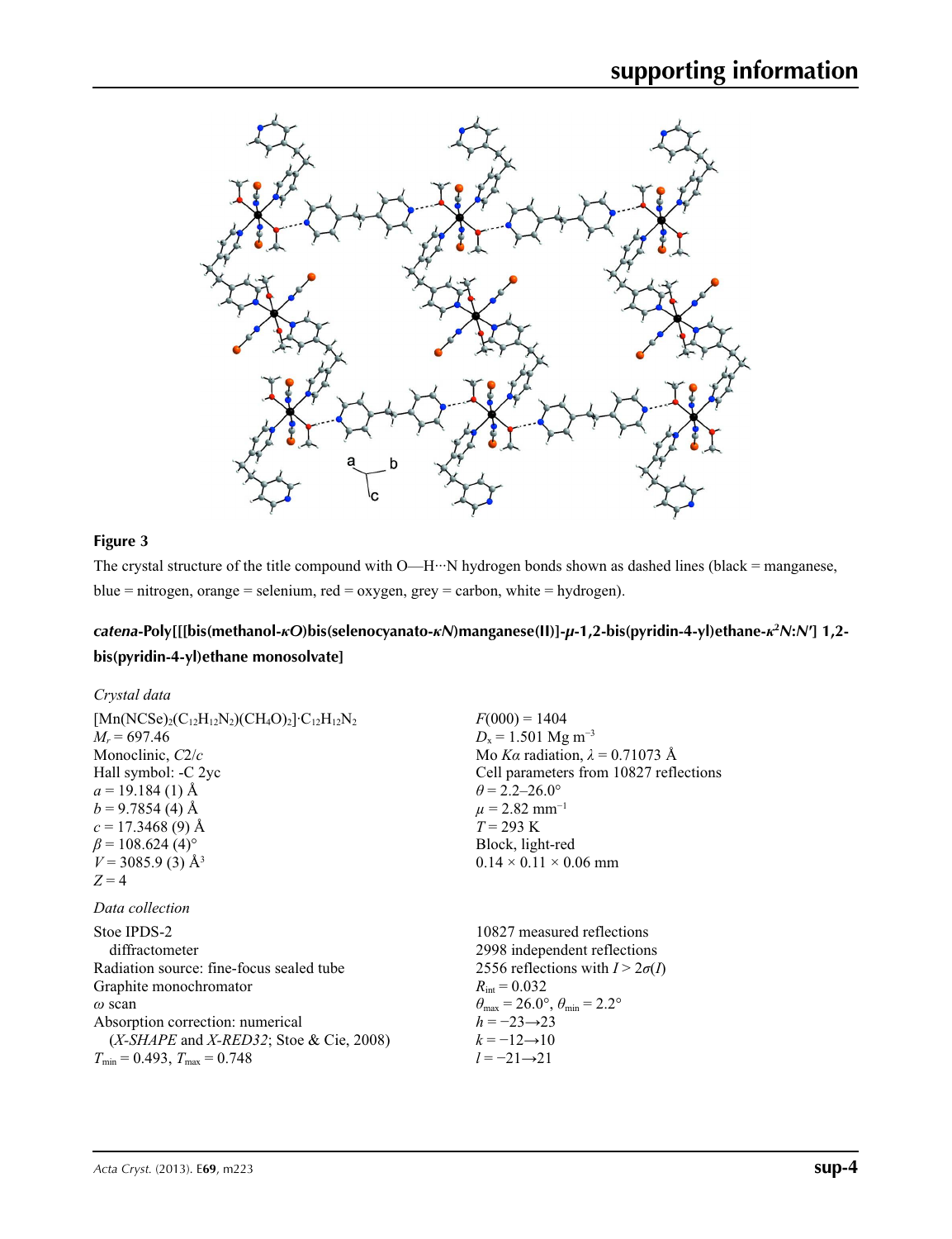**Figure 3**

The crystal structure of the title compound with O—H···N hydrogen bonds shown as dashed lines (black = manganese, blue = nitrogen, orange = selenium, red = oxygen, grey = carbon, white = hydrogen).

## *catena*-Poly[[bis(methanol-*κO*)bis(selenocyanato-*κN*)manganese(II)]-*μ*-1,2-bis(pyridin-4-yl)ethane-*κ*²*N*:*N*′] 1,2-bis(pyridin-4-yl)ethane monosolvate]

### *Crystal data*

$[Mn(NCSe)_2(C_{12}H_{12}N_2)(CH_4O)_2]\cdot C_{12}H_{12}N_2$
$M_r = 697.46$
Monoclinic, *C*2/*c*
Hall symbol: -C 2yc
$a = 19.184$ (1) Å
$b = 9.7854$ (4) Å
$c = 17.3468$ (9) Å
$\beta = 108.624$ (4)°
$V = 3085.9$ (3) Å$^3$
$Z = 4$
$F(000) = 1404$
$D_x = 1.501$ Mg m$^{-3}$
Mo *Kα* radiation, $\lambda = 0.71073$ Å
Cell parameters from 10827 reflections
$\theta = 2.2$–26.0°
$\mu = 2.82$ mm$^{-1}$
$T = 293$ K
Block, light-red
0.14 × 0.11 × 0.06 mm

### *Data collection*

Stoe IPDS-2 diffractometer
Radiation source: fine-focus sealed tube
Graphite monochromator
*ω* scan
Absorption correction: numerical (*X-SHAPE* and *X-RED32*; Stoe & Cie, 2008)
$T_{min} = 0.493$, $T_{max} = 0.748$
10827 measured reflections
2998 independent reflections
2556 reflections with $I > 2\sigma(I)$
$R_{int} = 0.032$
$\theta_{max} = 26.0°$, $\theta_{min} = 2.2°$
$h = -23 \rightarrow 23$
$k = -12 \rightarrow 10$
$l = -21 \rightarrow 21$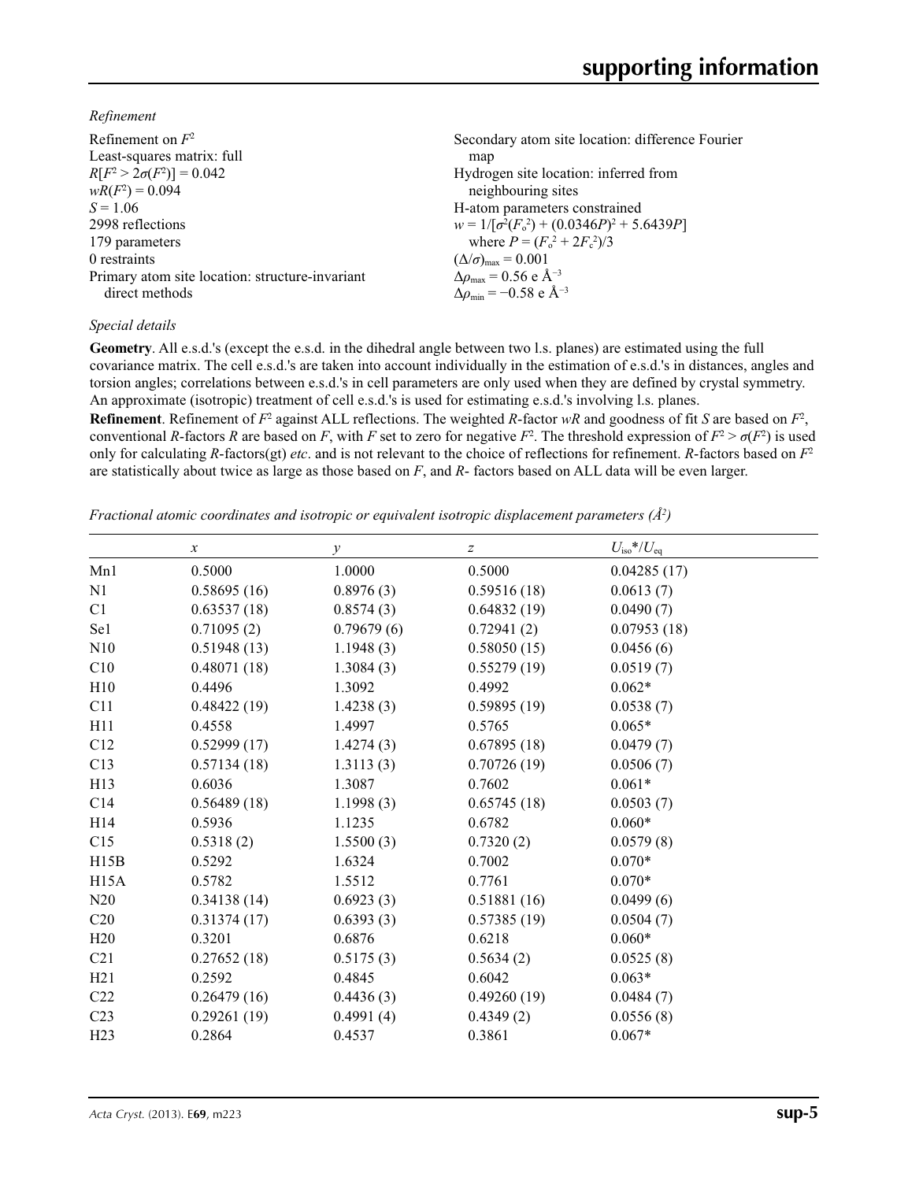*Refinement*

Refinement on $F^2$
Least-squares matrix: full
$R[F^2 > 2\sigma(F^2)] = 0.042$
$wR(F^2) = 0.094$
$S = 1.06$
2998 reflections
179 parameters
0 restraints
Primary atom site location: structure-invariant direct methods
Secondary atom site location: difference Fourier map
Hydrogen site location: inferred from neighbouring sites
H-atom parameters constrained
$w = 1/[\sigma^2(F_o^2) + (0.0346P)^2 + 5.6439P]$ where $P = (F_o^2 + 2F_c^2)/3$
$(\Delta/\sigma)_{max} = 0.001$
$\Delta\rho_{max} = 0.56$ e Å$^{-3}$
$\Delta\rho_{min} = -0.58$ e Å$^{-3}$

*Special details*

**Geometry**. All e.s.d.'s (except the e.s.d. in the dihedral angle between two l.s. planes) are estimated using the full covariance matrix. The cell e.s.d.'s are taken into account individually in the estimation of e.s.d.'s in distances, angles and torsion angles; correlations between e.s.d.'s in cell parameters are only used when they are defined by crystal symmetry. An approximate (isotropic) treatment of cell e.s.d.'s is used for estimating e.s.d.'s involving l.s. planes.

**Refinement**. Refinement of $F^2$ against ALL reflections. The weighted *R*-factor *wR* and goodness of fit *S* are based on $F^2$, conventional *R*-factors *R* are based on *F*, with *F* set to zero for negative $F^2$. The threshold expression of $F^2 > \sigma(F^2)$ is used only for calculating *R*-factors(gt) *etc*. and is not relevant to the choice of reflections for refinement. *R*-factors based on $F^2$ are statistically about twice as large as those based on *F*, and *R*- factors based on ALL data will be even larger.

*Fractional atomic coordinates and isotropic or equivalent isotropic displacement parameters (Å$^2$)*

| | *x* | *y* | *z* | $U_{iso}$*/$U_{eq}$ |
|---|---|---|---|---|
| Mn1 | 0.5000 | 1.0000 | 0.5000 | 0.04285 (17) |
| N1 | 0.58695 (16) | 0.8976 (3) | 0.59516 (18) | 0.0613 (7) |
| C1 | 0.63537 (18) | 0.8574 (3) | 0.64832 (19) | 0.0490 (7) |
| Se1 | 0.71095 (2) | 0.79679 (6) | 0.72941 (2) | 0.07953 (18) |
| N10 | 0.51948 (13) | 1.1948 (3) | 0.58050 (15) | 0.0456 (6) |
| C10 | 0.48071 (18) | 1.3084 (3) | 0.55279 (19) | 0.0519 (7) |
| H10 | 0.4496 | 1.3092 | 0.4992 | 0.062* |
| C11 | 0.48422 (19) | 1.4238 (3) | 0.59895 (19) | 0.0538 (7) |
| H11 | 0.4558 | 1.4997 | 0.5765 | 0.065* |
| C12 | 0.52999 (17) | 1.4274 (3) | 0.67895 (18) | 0.0479 (7) |
| C13 | 0.57134 (18) | 1.3113 (3) | 0.70726 (19) | 0.0506 (7) |
| H13 | 0.6036 | 1.3087 | 0.7602 | 0.061* |
| C14 | 0.56489 (18) | 1.1998 (3) | 0.65745 (18) | 0.0503 (7) |
| H14 | 0.5936 | 1.1235 | 0.6782 | 0.060* |
| C15 | 0.5318 (2) | 1.5500 (3) | 0.7320 (2) | 0.0579 (8) |
| H15B | 0.5292 | 1.6324 | 0.7002 | 0.070* |
| H15A | 0.5782 | 1.5512 | 0.7761 | 0.070* |
| N20 | 0.34138 (14) | 0.6923 (3) | 0.51881 (16) | 0.0499 (6) |
| C20 | 0.31374 (17) | 0.6393 (3) | 0.57385 (19) | 0.0504 (7) |
| H20 | 0.3201 | 0.6876 | 0.6218 | 0.060* |
| C21 | 0.27652 (18) | 0.5175 (3) | 0.5634 (2) | 0.0525 (8) |
| H21 | 0.2592 | 0.4845 | 0.6042 | 0.063* |
| C22 | 0.26479 (16) | 0.4436 (3) | 0.49260 (19) | 0.0484 (7) |
| C23 | 0.29261 (19) | 0.4991 (4) | 0.4349 (2) | 0.0556 (8) |
| H23 | 0.2864 | 0.4537 | 0.3861 | 0.067* |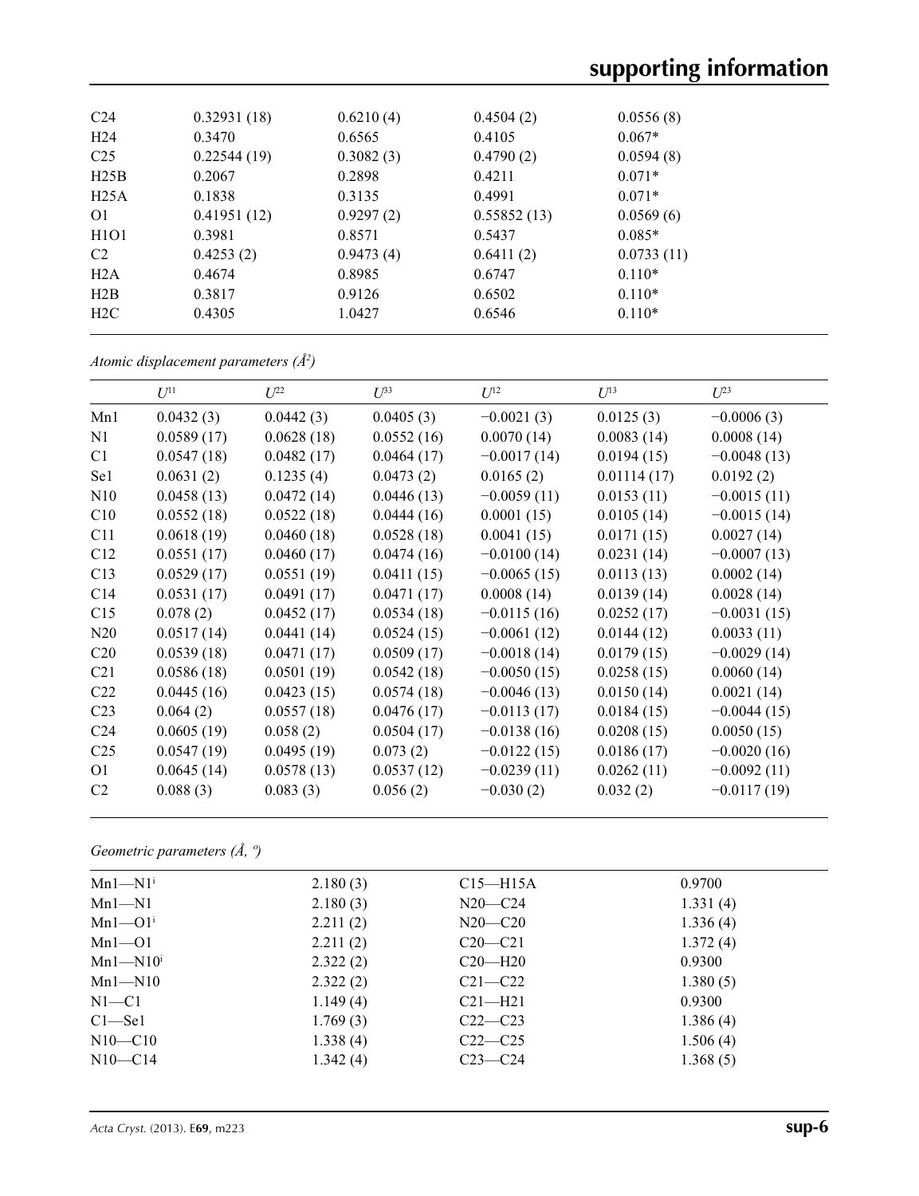| | | | | |
|---|---|---|---|---|
| C24 | 0.32931 (18) | 0.6210 (4) | 0.4504 (2) | 0.0556 (8) |
| H24 | 0.3470 | 0.6565 | 0.4105 | 0.067* |
| C25 | 0.22544 (19) | 0.3082 (3) | 0.4790 (2) | 0.0594 (8) |
| H25B | 0.2067 | 0.2898 | 0.4211 | 0.071* |
| H25A | 0.1838 | 0.3135 | 0.4991 | 0.071* |
| O1 | 0.41951 (12) | 0.9297 (2) | 0.55852 (13) | 0.0569 (6) |
| H1O1 | 0.3981 | 0.8571 | 0.5437 | 0.085* |
| C2 | 0.4253 (2) | 0.9473 (4) | 0.6411 (2) | 0.0733 (11) |
| H2A | 0.4674 | 0.8985 | 0.6747 | 0.110* |
| H2B | 0.3817 | 0.9126 | 0.6502 | 0.110* |
| H2C | 0.4305 | 1.0427 | 0.6546 | 0.110* |

*Atomic displacement parameters (Å²)*

| | $U^{11}$ | $U^{22}$ | $U^{33}$ | $U^{12}$ | $U^{13}$ | $U^{23}$ |
|---|---|---|---|---|---|---|
| Mn1 | 0.0432 (3) | 0.0442 (3) | 0.0405 (3) | −0.0021 (3) | 0.0125 (3) | −0.0006 (3) |
| N1 | 0.0589 (17) | 0.0628 (18) | 0.0552 (16) | 0.0070 (14) | 0.0083 (14) | 0.0008 (14) |
| C1 | 0.0547 (18) | 0.0482 (17) | 0.0464 (17) | −0.0017 (14) | 0.0194 (15) | −0.0048 (13) |
| Se1 | 0.0631 (2) | 0.1235 (4) | 0.0473 (2) | 0.0165 (2) | 0.01114 (17) | 0.0192 (2) |
| N10 | 0.0458 (13) | 0.0472 (14) | 0.0446 (13) | −0.0059 (11) | 0.0153 (11) | −0.0015 (11) |
| C10 | 0.0552 (18) | 0.0522 (18) | 0.0444 (16) | 0.0001 (15) | 0.0105 (14) | −0.0015 (14) |
| C11 | 0.0618 (19) | 0.0460 (18) | 0.0528 (18) | 0.0041 (15) | 0.0171 (15) | 0.0027 (14) |
| C12 | 0.0551 (17) | 0.0460 (17) | 0.0474 (16) | −0.0100 (14) | 0.0231 (14) | −0.0007 (13) |
| C13 | 0.0529 (17) | 0.0551 (19) | 0.0411 (15) | −0.0065 (15) | 0.0113 (13) | 0.0002 (14) |
| C14 | 0.0531 (17) | 0.0491 (17) | 0.0471 (17) | 0.0008 (14) | 0.0139 (14) | 0.0028 (14) |
| C15 | 0.078 (2) | 0.0452 (17) | 0.0534 (18) | −0.0115 (16) | 0.0252 (17) | −0.0031 (15) |
| N20 | 0.0517 (14) | 0.0441 (14) | 0.0524 (15) | −0.0061 (12) | 0.0144 (12) | 0.0033 (11) |
| C20 | 0.0539 (18) | 0.0471 (17) | 0.0509 (17) | −0.0018 (14) | 0.0179 (15) | −0.0029 (14) |
| C21 | 0.0586 (18) | 0.0501 (19) | 0.0542 (18) | −0.0050 (15) | 0.0258 (15) | 0.0060 (14) |
| C22 | 0.0445 (16) | 0.0423 (15) | 0.0574 (18) | −0.0046 (13) | 0.0150 (14) | 0.0021 (14) |
| C23 | 0.064 (2) | 0.0557 (18) | 0.0476 (17) | −0.0113 (17) | 0.0184 (15) | −0.0044 (15) |
| C24 | 0.0605 (19) | 0.058 (2) | 0.0504 (17) | −0.0138 (16) | 0.0208 (15) | 0.0050 (15) |
| C25 | 0.0547 (19) | 0.0495 (19) | 0.073 (2) | −0.0122 (15) | 0.0186 (17) | −0.0020 (16) |
| O1 | 0.0645 (14) | 0.0578 (13) | 0.0537 (12) | −0.0239 (11) | 0.0262 (11) | −0.0092 (11) |
| C2 | 0.088 (3) | 0.083 (3) | 0.056 (2) | −0.030 (2) | 0.032 (2) | −0.0117 (19) |

*Geometric parameters (Å, º)*

| | | | |
|---|---|---|---|
| Mn1—N1$^{i}$ | 2.180 (3) | C15—H15A | 0.9700 |
| Mn1—N1 | 2.180 (3) | N20—C24 | 1.331 (4) |
| Mn1—O1$^{i}$ | 2.211 (2) | N20—C20 | 1.336 (4) |
| Mn1—O1 | 2.211 (2) | C20—C21 | 1.372 (4) |
| Mn1—N10$^{i}$ | 2.322 (2) | C20—H20 | 0.9300 |
| Mn1—N10 | 2.322 (2) | C21—C22 | 1.380 (5) |
| N1—C1 | 1.149 (4) | C21—H21 | 0.9300 |
| C1—Se1 | 1.769 (3) | C22—C23 | 1.386 (4) |
| N10—C10 | 1.338 (4) | C22—C25 | 1.506 (4) |
| N10—C14 | 1.342 (4) | C23—C24 | 1.368 (5) |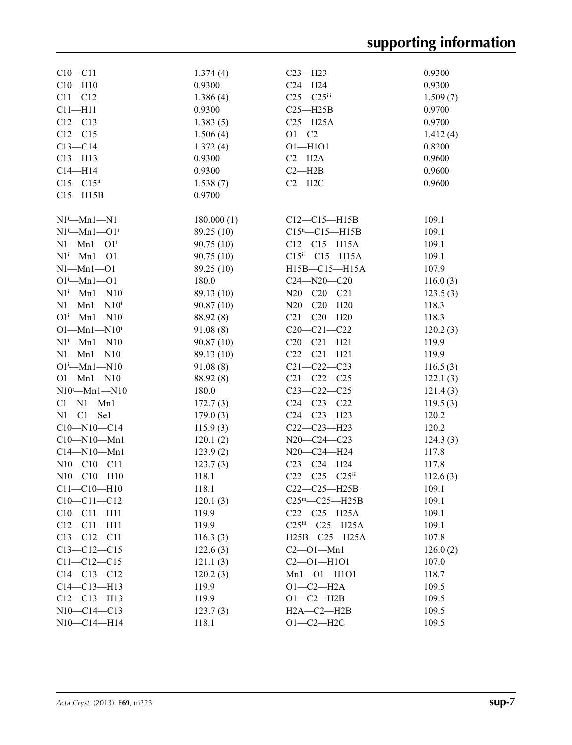| | | | |
|---|---|---|---|
| C10—C11 | 1.374 (4) | C23—H23 | 0.9300 |
| C10—H10 | 0.9300 | C24—H24 | 0.9300 |
| C11—C12 | 1.386 (4) | C25—C25$^{iii}$ | 1.509 (7) |
| C11—H11 | 0.9300 | C25—H25B | 0.9700 |
| C12—C13 | 1.383 (5) | C25—H25A | 0.9700 |
| C12—C15 | 1.506 (4) | O1—C2 | 1.412 (4) |
| C13—C14 | 1.372 (4) | O1—H1O1 | 0.8200 |
| C13—H13 | 0.9300 | C2—H2A | 0.9600 |
| C14—H14 | 0.9300 | C2—H2B | 0.9600 |
| C15—C15$^{ii}$ | 1.538 (7) | C2—H2C | 0.9600 |
| C15—H15B | 0.9700 | | |
| | | | |
| N1$^{i}$—Mn1—N1 | 180.000 (1) | C12—C15—H15B | 109.1 |
| N1$^{i}$—Mn1—O1$^{i}$ | 89.25 (10) | C15$^{ii}$—C15—H15B | 109.1 |
| N1—Mn1—O1$^{i}$ | 90.75 (10) | C12—C15—H15A | 109.1 |
| N1$^{i}$—Mn1—O1 | 90.75 (10) | C15$^{ii}$—C15—H15A | 109.1 |
| N1—Mn1—O1 | 89.25 (10) | H15B—C15—H15A | 107.9 |
| O1$^{i}$—Mn1—O1 | 180.0 | C24—N20—C20 | 116.0 (3) |
| N1$^{i}$—Mn1—N10$^{i}$ | 89.13 (10) | N20—C20—C21 | 123.5 (3) |
| N1—Mn1—N10$^{i}$ | 90.87 (10) | N20—C20—H20 | 118.3 |
| O1$^{i}$—Mn1—N10$^{i}$ | 88.92 (8) | C21—C20—H20 | 118.3 |
| O1—Mn1—N10$^{i}$ | 91.08 (8) | C20—C21—C22 | 120.2 (3) |
| N1$^{i}$—Mn1—N10 | 90.87 (10) | C20—C21—H21 | 119.9 |
| N1—Mn1—N10 | 89.13 (10) | C22—C21—H21 | 119.9 |
| O1$^{i}$—Mn1—N10 | 91.08 (8) | C21—C22—C23 | 116.5 (3) |
| O1—Mn1—N10 | 88.92 (8) | C21—C22—C25 | 122.1 (3) |
| N10$^{i}$—Mn1—N10 | 180.0 | C23—C22—C25 | 121.4 (3) |
| C1—N1—Mn1 | 172.7 (3) | C24—C23—C22 | 119.5 (3) |
| N1—C1—Se1 | 179.0 (3) | C24—C23—H23 | 120.2 |
| C10—N10—C14 | 115.9 (3) | C22—C23—H23 | 120.2 |
| C10—N10—Mn1 | 120.1 (2) | N20—C24—C23 | 124.3 (3) |
| C14—N10—Mn1 | 123.9 (2) | N20—C24—H24 | 117.8 |
| N10—C10—C11 | 123.7 (3) | C23—C24—H24 | 117.8 |
| N10—C10—H10 | 118.1 | C22—C25—C25$^{iii}$ | 112.6 (3) |
| C11—C10—H10 | 118.1 | C22—C25—H25B | 109.1 |
| C10—C11—C12 | 120.1 (3) | C25$^{iii}$—C25—H25B | 109.1 |
| C10—C11—H11 | 119.9 | C22—C25—H25A | 109.1 |
| C12—C11—H11 | 119.9 | C25$^{iii}$—C25—H25A | 109.1 |
| C13—C12—C11 | 116.3 (3) | H25B—C25—H25A | 107.8 |
| C13—C12—C15 | 122.6 (3) | C2—O1—Mn1 | 126.0 (2) |
| C11—C12—C15 | 121.1 (3) | C2—O1—H1O1 | 107.0 |
| C14—C13—C12 | 120.2 (3) | Mn1—O1—H1O1 | 118.7 |
| C14—C13—H13 | 119.9 | O1—C2—H2A | 109.5 |
| C12—C13—H13 | 119.9 | O1—C2—H2B | 109.5 |
| N10—C14—C13 | 123.7 (3) | H2A—C2—H2B | 109.5 |
| N10—C14—H14 | 118.1 | O1—C2—H2C | 109.5 |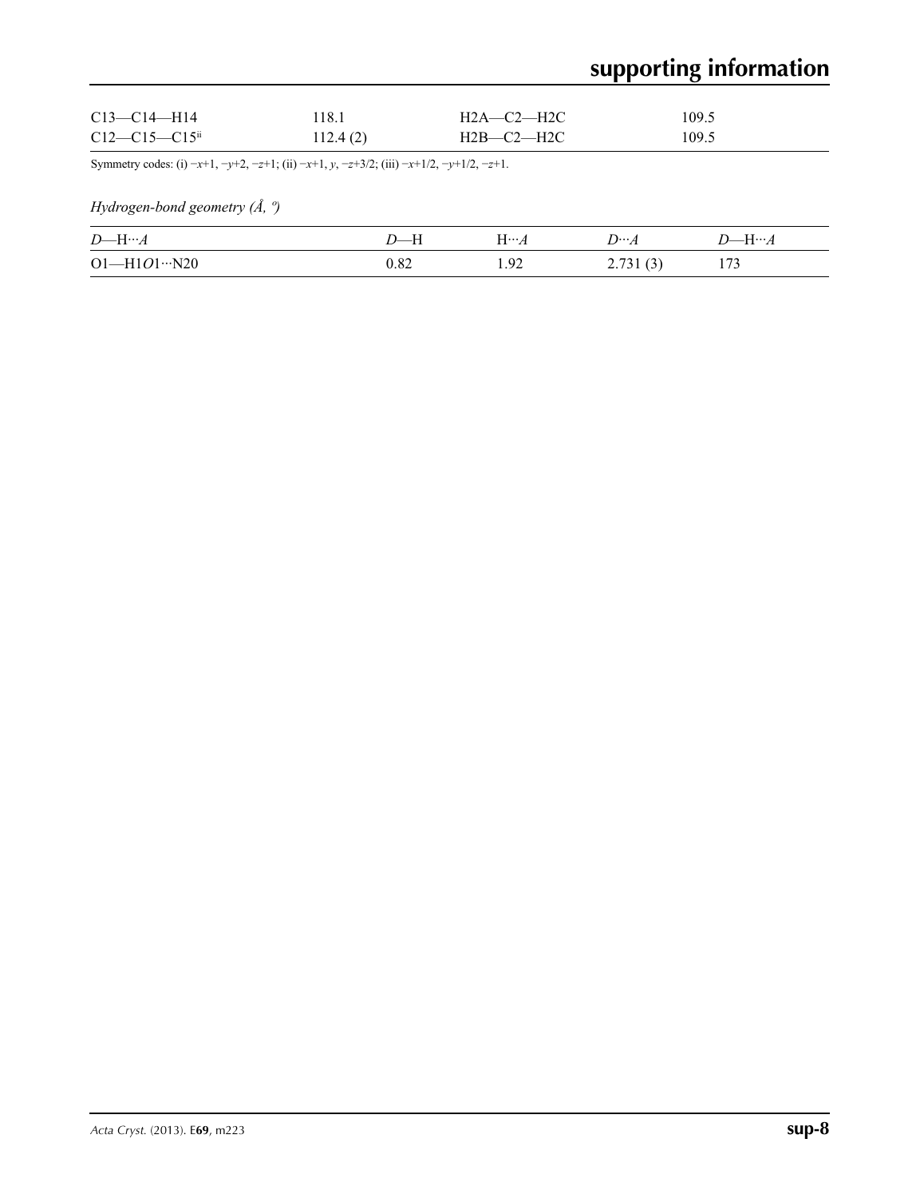| | | | |
|---|---|---|---|
| C13—C14—H14 | 118.1 | H2A—C2—H2C | 109.5 |
| C12—C15—C15$^{ii}$ | 112.4 (2) | H2B—C2—H2C | 109.5 |

Symmetry codes: (i) $-x+1, -y+2, -z+1$; (ii) $-x+1, y, -z+3/2$; (iii) $-x+1/2, -y+1/2, -z+1$.

*Hydrogen-bond geometry (Å, º)*

| *D*—H···*A* | *D*—H | H···*A* | *D*···*A* | *D*—H···*A* |
|---|---|---|---|---|
| O1—H1*O*1···N20 | 0.82 | 1.92 | 2.731 (3) | 173 |